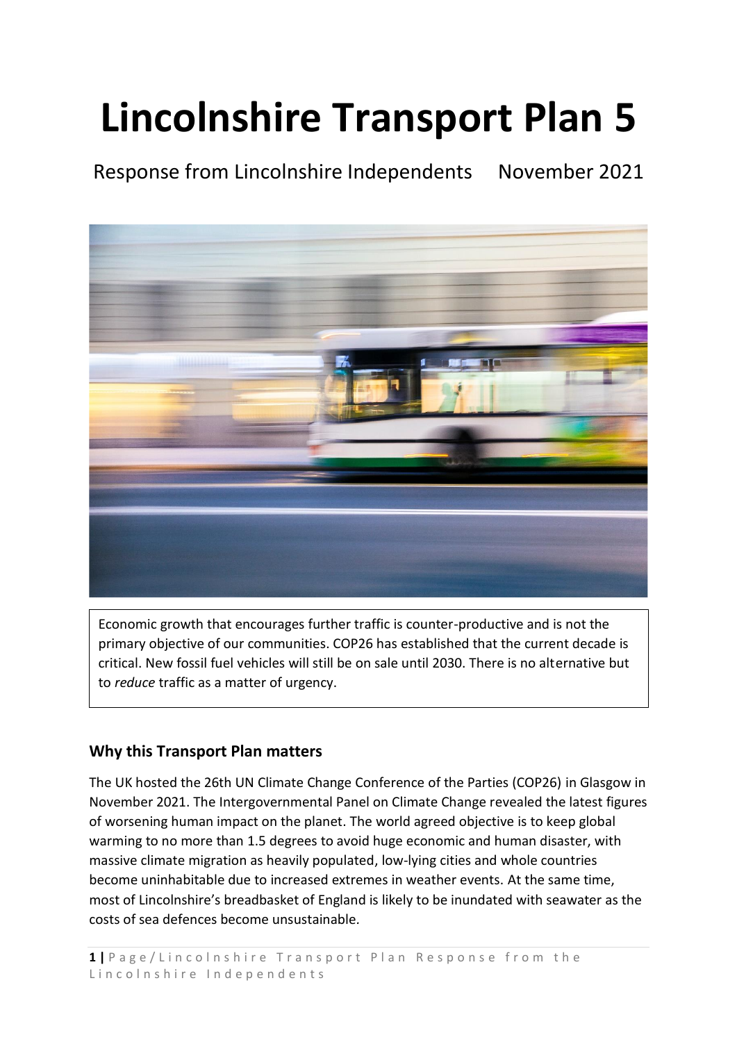# Lincolnshire Transport Plan 5

Response from Lincolnshire Independents November 2021

Economic growth that encourages further traffic is counter-productive and is not the primary objective of our communities. COP26 has established that the current decade is critical. New fossil fuel vehicles will still be on sale until 2030. There is no alternative but to *reduce* traffic as a matter of urgency.

### Why this Transport Plan matters

The UK hosted the 26th UN Climate Change Conference of the Parties (COP26) in Glasgow in November 2021. The Intergovernmental Panel on Climate Change revealed the latest figures of worsening human impact on the planet. The world agreed objective is to keep global warming to no more than 1.5 degrees to avoid huge economic and human disaster, with massive climate migration as heavily populated, low-lying cities and whole countries become uninhabitable due to increased extremes in weather events. At the same time, most of Lincolnshire's breadbasket of England is likely to be inundated with seawater as the costs of sea defences become unsustainable.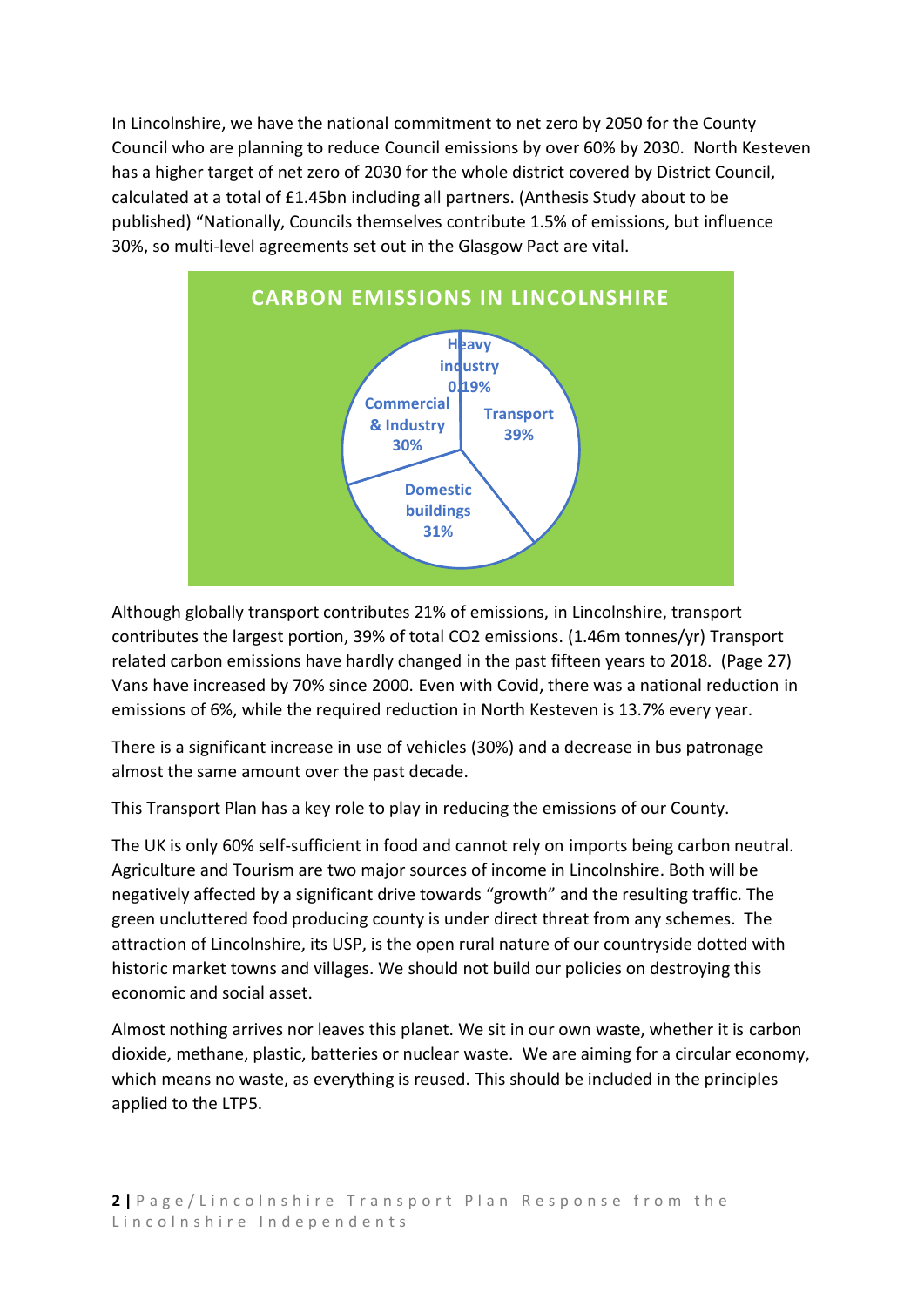In Lincolnshire, we have the national commitment to net zero by 2050 for the County Council who are planning to reduce Council emissions by over 60% by 2030. North Kesteven has a higher target of net zero of 2030 for the whole district covered by District Council, calculated at a total of £1.45bn including all partners. (Anthesis Study about to be published) "Nationally, Councils themselves contribute 1.5% of emissions, but influence 30%, so multi-level agreements set out in the Glasgow Pact are vital.

**CARBON EMISSIONS IN LINCOLNSHIRE**

Heavy industry 0.19%

Transport 39%

Commercial & Industry 30%

Domestic buildings 31%

Although globally transport contributes 21% of emissions, in Lincolnshire, transport contributes the largest portion, 39% of total $CO_2$ emissions. (1.46m tonnes/yr) Transport related carbon emissions have hardly changed in the past fifteen years to 2018. (Page 27) Vans have increased by 70% since 2000. Even with Covid, there was a national reduction in emissions of 6%, while the required reduction in North Kesteven is 13.7% every year.

There is a significant increase in use of vehicles (30%) and a decrease in bus patronage almost the same amount over the past decade.

This Transport Plan has a key role to play in reducing the emissions of our County.

The UK is only 60% self-sufficient in food and cannot rely on imports being carbon neutral. Agriculture and Tourism are two major sources of income in Lincolnshire. Both will be negatively affected by a significant drive towards "growth" and the resulting traffic. The green uncluttered food producing county is under direct threat from any schemes. The attraction of Lincolnshire, its USP, is the open rural nature of our countryside dotted with historic market towns and villages. We should not build our policies on destroying this economic and social asset.

Almost nothing arrives nor leaves this planet. We sit in our own waste, whether it is carbon dioxide, methane, plastic, batteries or nuclear waste. We are aiming for a circular economy, which means no waste, as everything is reused. This should be included in the principles applied to the LTP5.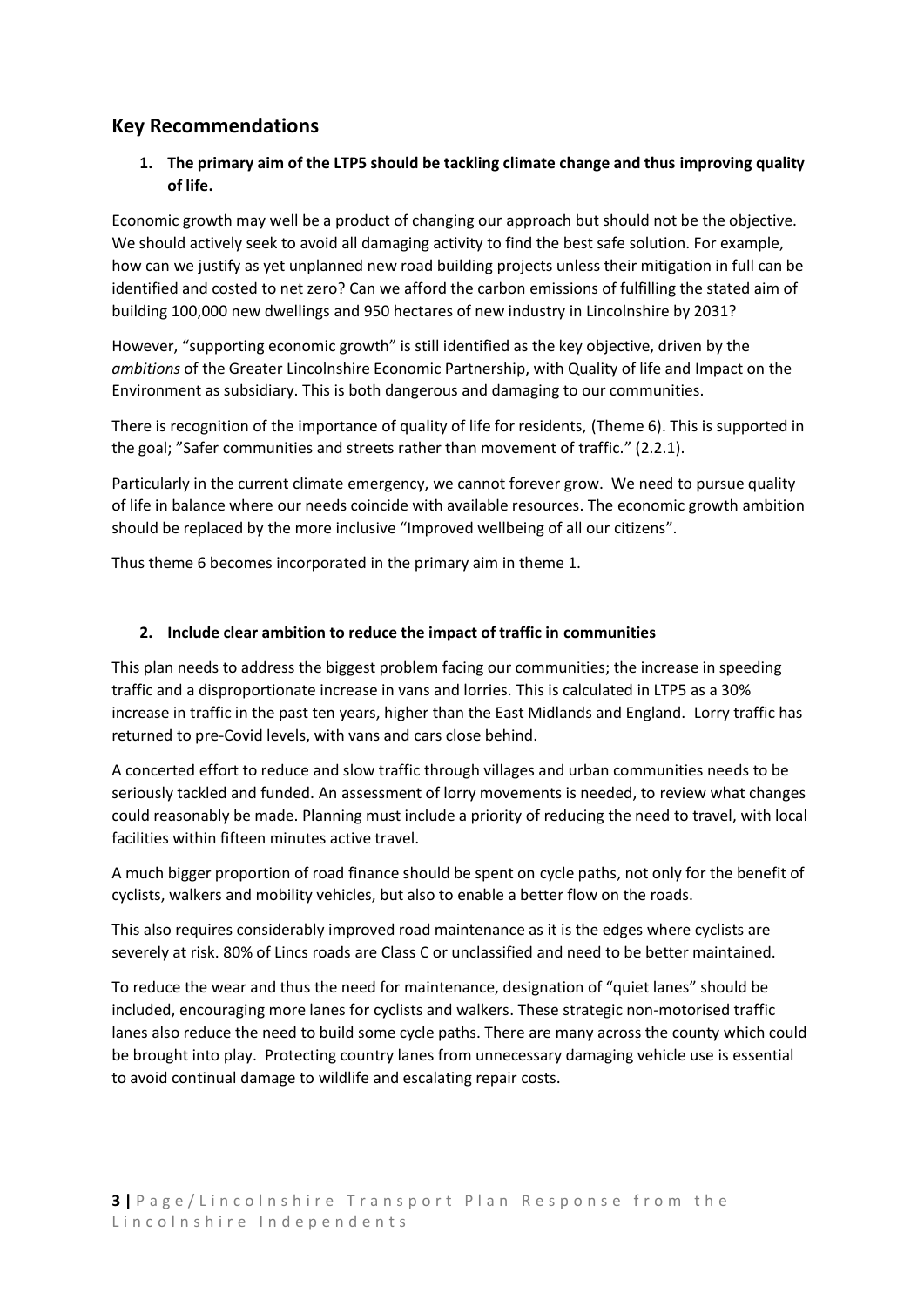## Key Recommendations

1. **The primary aim of the LTP5 should be tackling climate change and thus improving quality of life.**

Economic growth may well be a product of changing our approach but should not be the objective. We should actively seek to avoid all damaging activity to find the best safe solution. For example, how can we justify as yet unplanned new road building projects unless their mitigation in full can be identified and costed to net zero? Can we afford the carbon emissions of fulfilling the stated aim of building 100,000 new dwellings and 950 hectares of new industry in Lincolnshire by 2031?

However, "supporting economic growth" is still identified as the key objective, driven by the *ambitions* of the Greater Lincolnshire Economic Partnership, with Quality of life and Impact on the Environment as subsidiary. This is both dangerous and damaging to our communities.

There is recognition of the importance of quality of life for residents, (Theme 6). This is supported in the goal; "Safer communities and streets rather than movement of traffic." (2.2.1).

Particularly in the current climate emergency, we cannot forever grow. We need to pursue quality of life in balance where our needs coincide with available resources. The economic growth ambition should be replaced by the more inclusive "Improved wellbeing of all our citizens".

Thus theme 6 becomes incorporated in the primary aim in theme 1.

2. **Include clear ambition to reduce the impact of traffic in communities**

This plan needs to address the biggest problem facing our communities; the increase in speeding traffic and a disproportionate increase in vans and lorries. This is calculated in LTP5 as a 30% increase in traffic in the past ten years, higher than the East Midlands and England. Lorry traffic has returned to pre-Covid levels, with vans and cars close behind.

A concerted effort to reduce and slow traffic through villages and urban communities needs to be seriously tackled and funded. An assessment of lorry movements is needed, to review what changes could reasonably be made. Planning must include a priority of reducing the need to travel, with local facilities within fifteen minutes active travel.

A much bigger proportion of road finance should be spent on cycle paths, not only for the benefit of cyclists, walkers and mobility vehicles, but also to enable a better flow on the roads.

This also requires considerably improved road maintenance as it is the edges where cyclists are severely at risk. 80% of Lincs roads are Class C or unclassified and need to be better maintained.

To reduce the wear and thus the need for maintenance, designation of "quiet lanes" should be included, encouraging more lanes for cyclists and walkers. These strategic non-motorised traffic lanes also reduce the need to build some cycle paths. There are many across the county which could be brought into play. Protecting country lanes from unnecessary damaging vehicle use is essential to avoid continual damage to wildlife and escalating repair costs.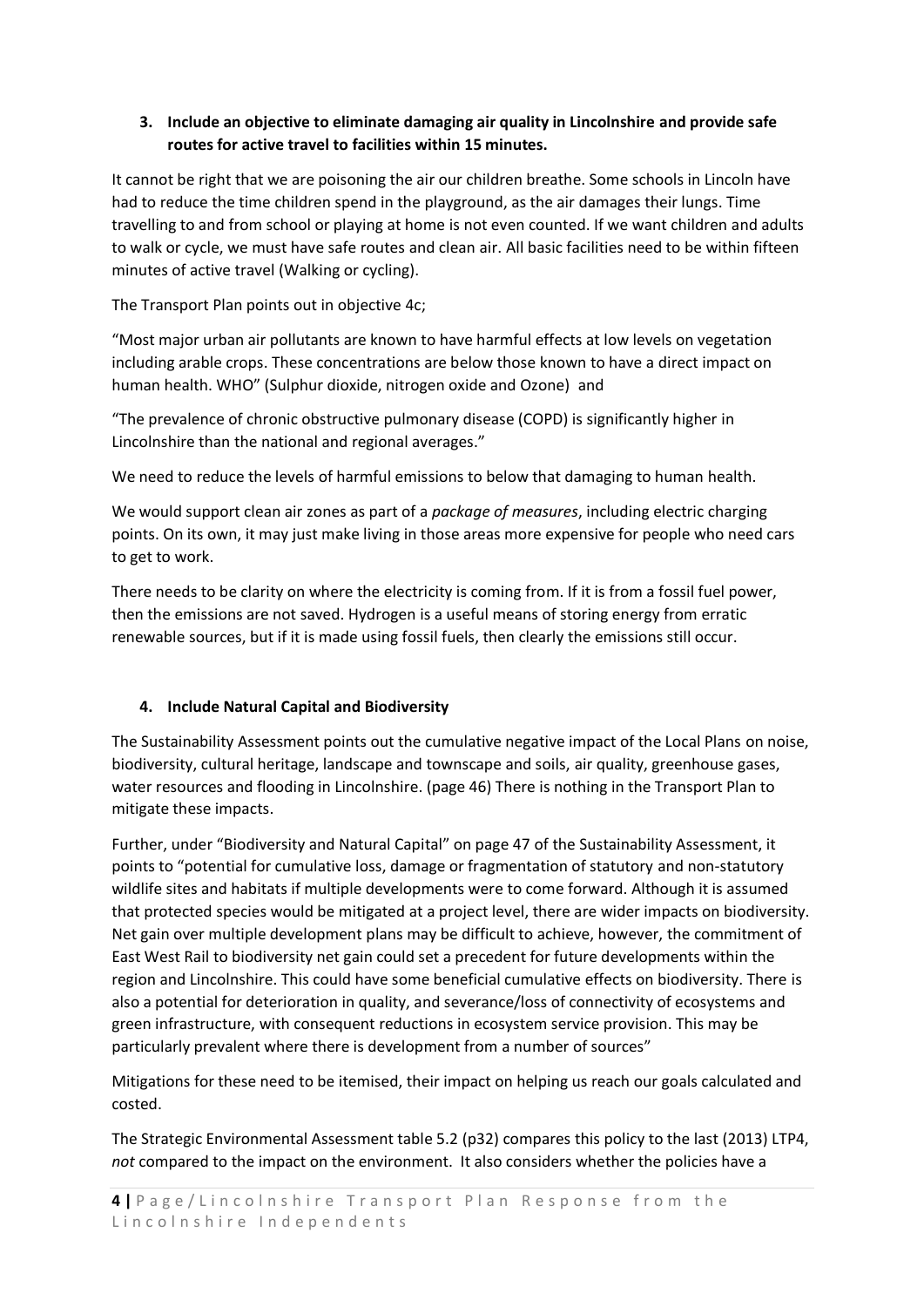**3. Include an objective to eliminate damaging air quality in Lincolnshire and provide safe routes for active travel to facilities within 15 minutes.**

It cannot be right that we are poisoning the air our children breathe. Some schools in Lincoln have had to reduce the time children spend in the playground, as the air damages their lungs. Time travelling to and from school or playing at home is not even counted. If we want children and adults to walk or cycle, we must have safe routes and clean air. All basic facilities need to be within fifteen minutes of active travel (Walking or cycling).

The Transport Plan points out in objective 4c;

"Most major urban air pollutants are known to have harmful effects at low levels on vegetation including arable crops. These concentrations are below those known to have a direct impact on human health. WHO" (Sulphur dioxide, nitrogen oxide and Ozone) and

"The prevalence of chronic obstructive pulmonary disease (COPD) is significantly higher in Lincolnshire than the national and regional averages."

We need to reduce the levels of harmful emissions to below that damaging to human health.

We would support clean air zones as part of a *package of measures*, including electric charging points. On its own, it may just make living in those areas more expensive for people who need cars to get to work.

There needs to be clarity on where the electricity is coming from. If it is from a fossil fuel power, then the emissions are not saved. Hydrogen is a useful means of storing energy from erratic renewable sources, but if it is made using fossil fuels, then clearly the emissions still occur.

**4. Include Natural Capital and Biodiversity**

The Sustainability Assessment points out the cumulative negative impact of the Local Plans on noise, biodiversity, cultural heritage, landscape and townscape and soils, air quality, greenhouse gases, water resources and flooding in Lincolnshire. (page 46) There is nothing in the Transport Plan to mitigate these impacts.

Further, under "Biodiversity and Natural Capital" on page 47 of the Sustainability Assessment, it points to "potential for cumulative loss, damage or fragmentation of statutory and non-statutory wildlife sites and habitats if multiple developments were to come forward. Although it is assumed that protected species would be mitigated at a project level, there are wider impacts on biodiversity. Net gain over multiple development plans may be difficult to achieve, however, the commitment of East West Rail to biodiversity net gain could set a precedent for future developments within the region and Lincolnshire. This could have some beneficial cumulative effects on biodiversity. There is also a potential for deterioration in quality, and severance/loss of connectivity of ecosystems and green infrastructure, with consequent reductions in ecosystem service provision. This may be particularly prevalent where there is development from a number of sources"

Mitigations for these need to be itemised, their impact on helping us reach our goals calculated and costed.

The Strategic Environmental Assessment table 5.2 (p32) compares this policy to the last (2013) LTP4, *not* compared to the impact on the environment. It also considers whether the policies have a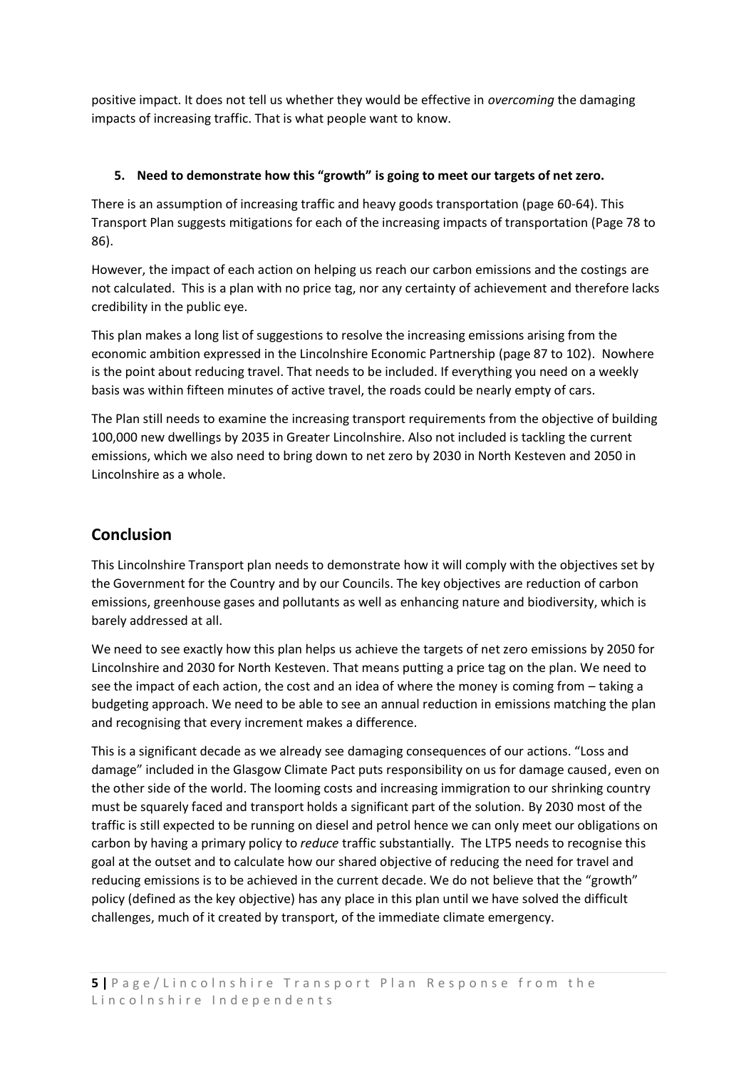positive impact. It does not tell us whether they would be effective in *overcoming* the damaging impacts of increasing traffic. That is what people want to know.

5. **Need to demonstrate how this "growth" is going to meet our targets of net zero.**

There is an assumption of increasing traffic and heavy goods transportation (page 60-64). This Transport Plan suggests mitigations for each of the increasing impacts of transportation (Page 78 to 86).

However, the impact of each action on helping us reach our carbon emissions and the costings are not calculated. This is a plan with no price tag, nor any certainty of achievement and therefore lacks credibility in the public eye.

This plan makes a long list of suggestions to resolve the increasing emissions arising from the economic ambition expressed in the Lincolnshire Economic Partnership (page 87 to 102). Nowhere is the point about reducing travel. That needs to be included. If everything you need on a weekly basis was within fifteen minutes of active travel, the roads could be nearly empty of cars.

The Plan still needs to examine the increasing transport requirements from the objective of building 100,000 new dwellings by 2035 in Greater Lincolnshire. Also not included is tackling the current emissions, which we also need to bring down to net zero by 2030 in North Kesteven and 2050 in Lincolnshire as a whole.

## Conclusion

This Lincolnshire Transport plan needs to demonstrate how it will comply with the objectives set by the Government for the Country and by our Councils. The key objectives are reduction of carbon emissions, greenhouse gases and pollutants as well as enhancing nature and biodiversity, which is barely addressed at all.

We need to see exactly how this plan helps us achieve the targets of net zero emissions by 2050 for Lincolnshire and 2030 for North Kesteven. That means putting a price tag on the plan. We need to see the impact of each action, the cost and an idea of where the money is coming from – taking a budgeting approach. We need to be able to see an annual reduction in emissions matching the plan and recognising that every increment makes a difference.

This is a significant decade as we already see damaging consequences of our actions. "Loss and damage" included in the Glasgow Climate Pact puts responsibility on us for damage caused, even on the other side of the world. The looming costs and increasing immigration to our shrinking country must be squarely faced and transport holds a significant part of the solution. By 2030 most of the traffic is still expected to be running on diesel and petrol hence we can only meet our obligations on carbon by having a primary policy to *reduce* traffic substantially. The LTP5 needs to recognise this goal at the outset and to calculate how our shared objective of reducing the need for travel and reducing emissions is to be achieved in the current decade. We do not believe that the "growth" policy (defined as the key objective) has any place in this plan until we have solved the difficult challenges, much of it created by transport, of the immediate climate emergency.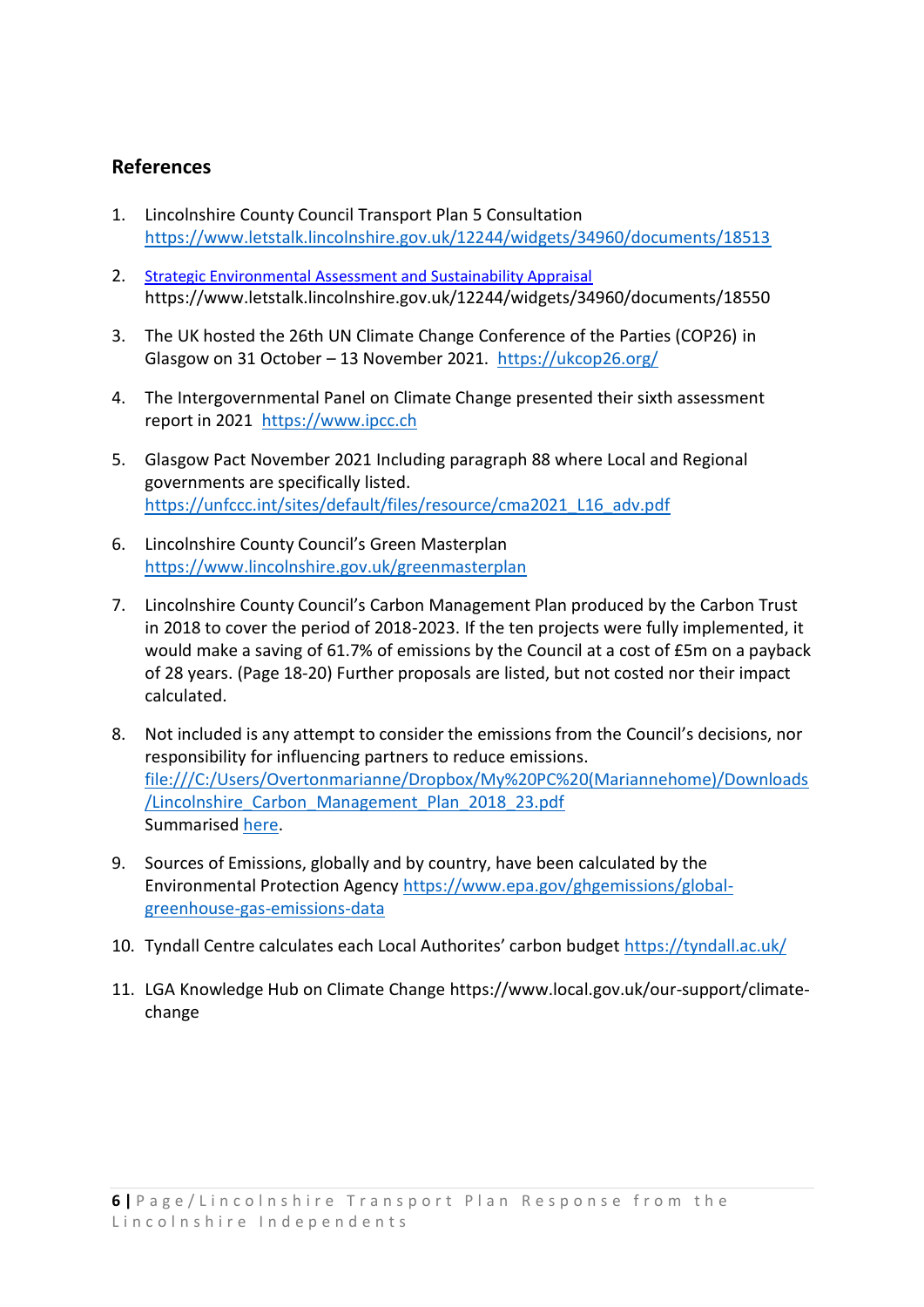## References

1. Lincolnshire County Council Transport Plan 5 Consultation https://www.letstalk.lincolnshire.gov.uk/12244/widgets/34960/documents/18513

2. Strategic Environmental Assessment and Sustainability Appraisal https://www.letstalk.lincolnshire.gov.uk/12244/widgets/34960/documents/18550

3. The UK hosted the 26th UN Climate Change Conference of the Parties (COP26) in Glasgow on 31 October – 13 November 2021. https://ukcop26.org/

4. The Intergovernmental Panel on Climate Change presented their sixth assessment report in 2021 https://www.ipcc.ch

5. Glasgow Pact November 2021 Including paragraph 88 where Local and Regional governments are specifically listed. https://unfccc.int/sites/default/files/resource/cma2021_L16_adv.pdf

6. Lincolnshire County Council's Green Masterplan https://www.lincolnshire.gov.uk/greenmasterplan

7. Lincolnshire County Council's Carbon Management Plan produced by the Carbon Trust in 2018 to cover the period of 2018-2023. If the ten projects were fully implemented, it would make a saving of 61.7% of emissions by the Council at a cost of £5m on a payback of 28 years. (Page 18-20) Further proposals are listed, but not costed nor their impact calculated.

8. Not included is any attempt to consider the emissions from the Council's decisions, nor responsibility for influencing partners to reduce emissions. file:///C:/Users/Overtonmarianne/Dropbox/My%20PC%20(Mariannehome)/Downloads/Lincolnshire_Carbon_Management_Plan_2018_23.pdf
   Summarised here.

9. Sources of Emissions, globally and by country, have been calculated by the Environmental Protection Agency https://www.epa.gov/ghgemissions/global-greenhouse-gas-emissions-data

10. Tyndall Centre calculates each Local Authorites' carbon budget https://tyndall.ac.uk/

11. LGA Knowledge Hub on Climate Change https://www.local.gov.uk/our-support/climate-change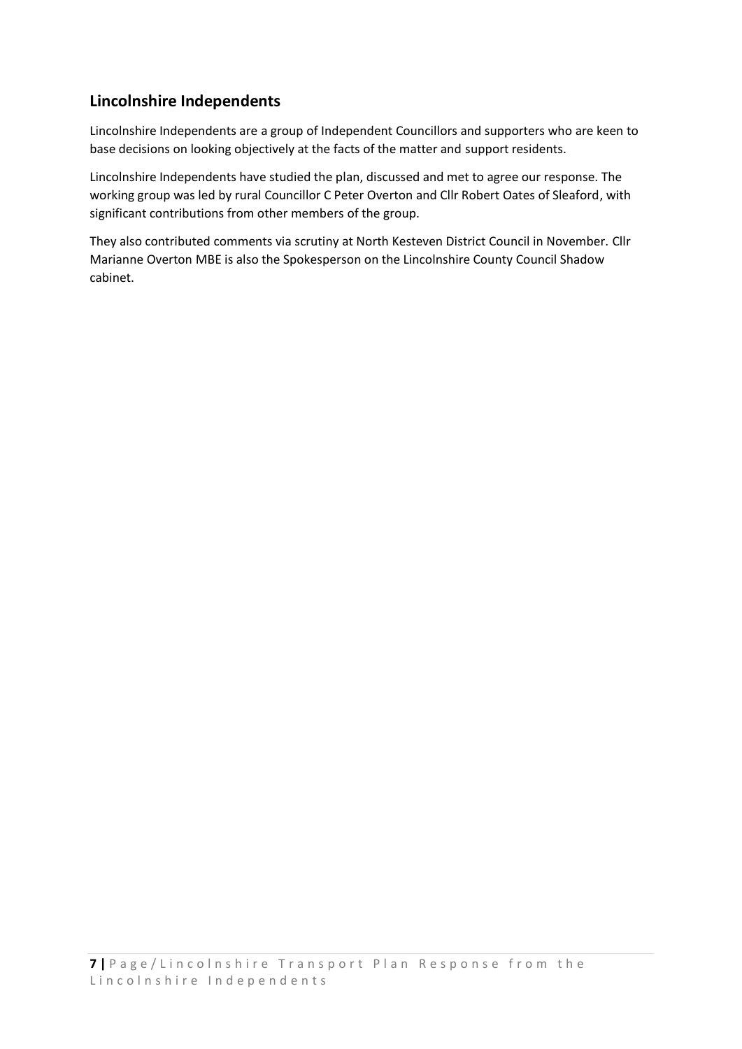## Lincolnshire Independents

Lincolnshire Independents are a group of Independent Councillors and supporters who are keen to base decisions on looking objectively at the facts of the matter and support residents.

Lincolnshire Independents have studied the plan, discussed and met to agree our response. The working group was led by rural Councillor C Peter Overton and Cllr Robert Oates of Sleaford, with significant contributions from other members of the group.

They also contributed comments via scrutiny at North Kesteven District Council in November. Cllr Marianne Overton MBE is also the Spokesperson on the Lincolnshire County Council Shadow cabinet.